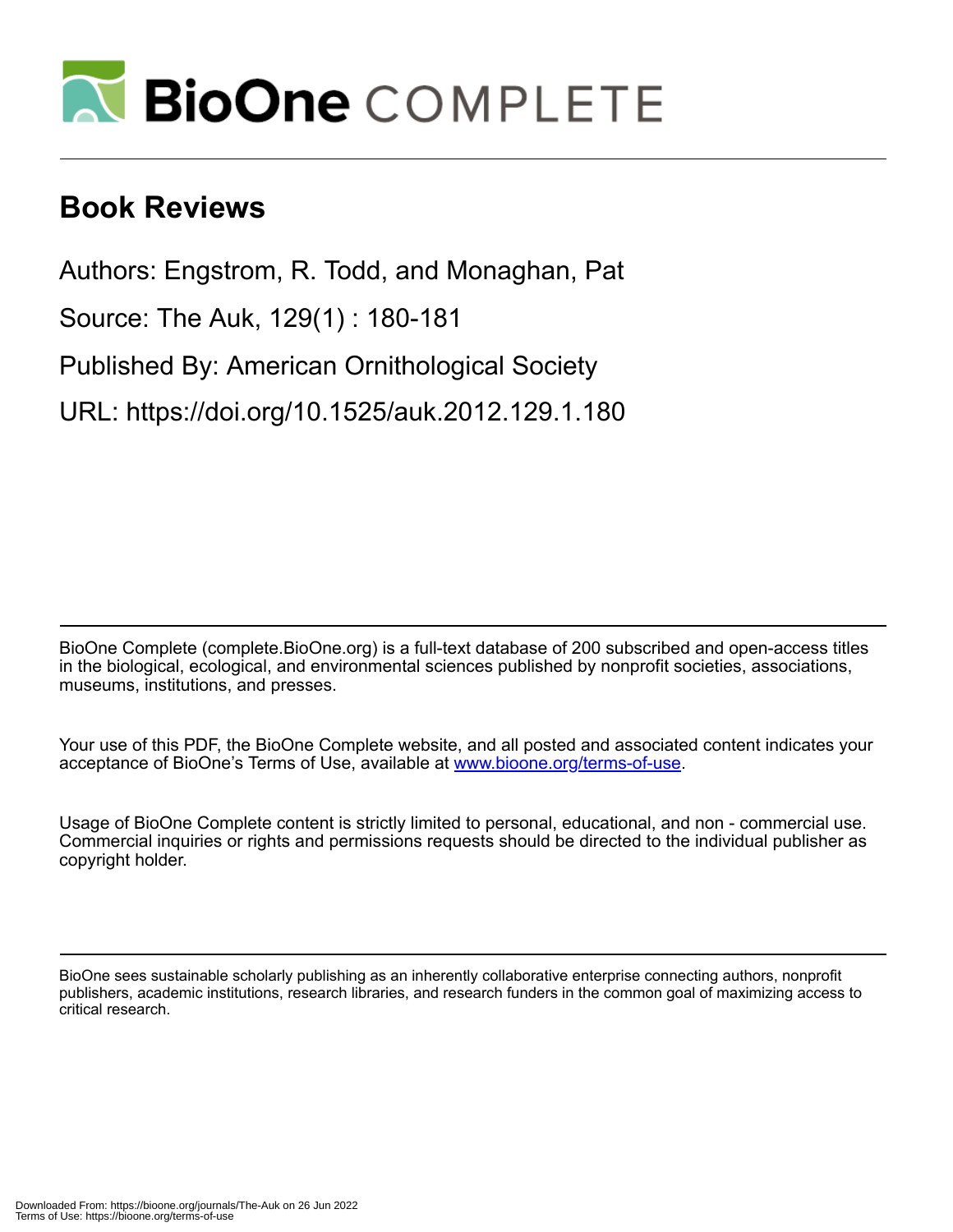# Book Reviews

Authors: Engstrom, R. Todd, and Monaghan, Pat

Source: The Auk, 129(1) : 180-181

Published By: American Ornithological Society

URL: https://doi.org/10.1525/auk.2012.129.1.180

BioOne Complete (complete.BioOne.org) is a full-text database of 200 subscribed and open-access titles in the biological, ecological, and environmental sciences published by nonprofit societies, associations, museums, institutions, and presses.

Your use of this PDF, the BioOne Complete website, and all posted and associated content indicates your acceptance of BioOne's Terms of Use, available at www.bioone.org/terms-of-use.

Usage of BioOne Complete content is strictly limited to personal, educational, and non - commercial use. Commercial inquiries or rights and permissions requests should be directed to the individual publisher as copyright holder.

BioOne sees sustainable scholarly publishing as an inherently collaborative enterprise connecting authors, nonprofit publishers, academic institutions, research libraries, and research funders in the common goal of maximizing access to critical research.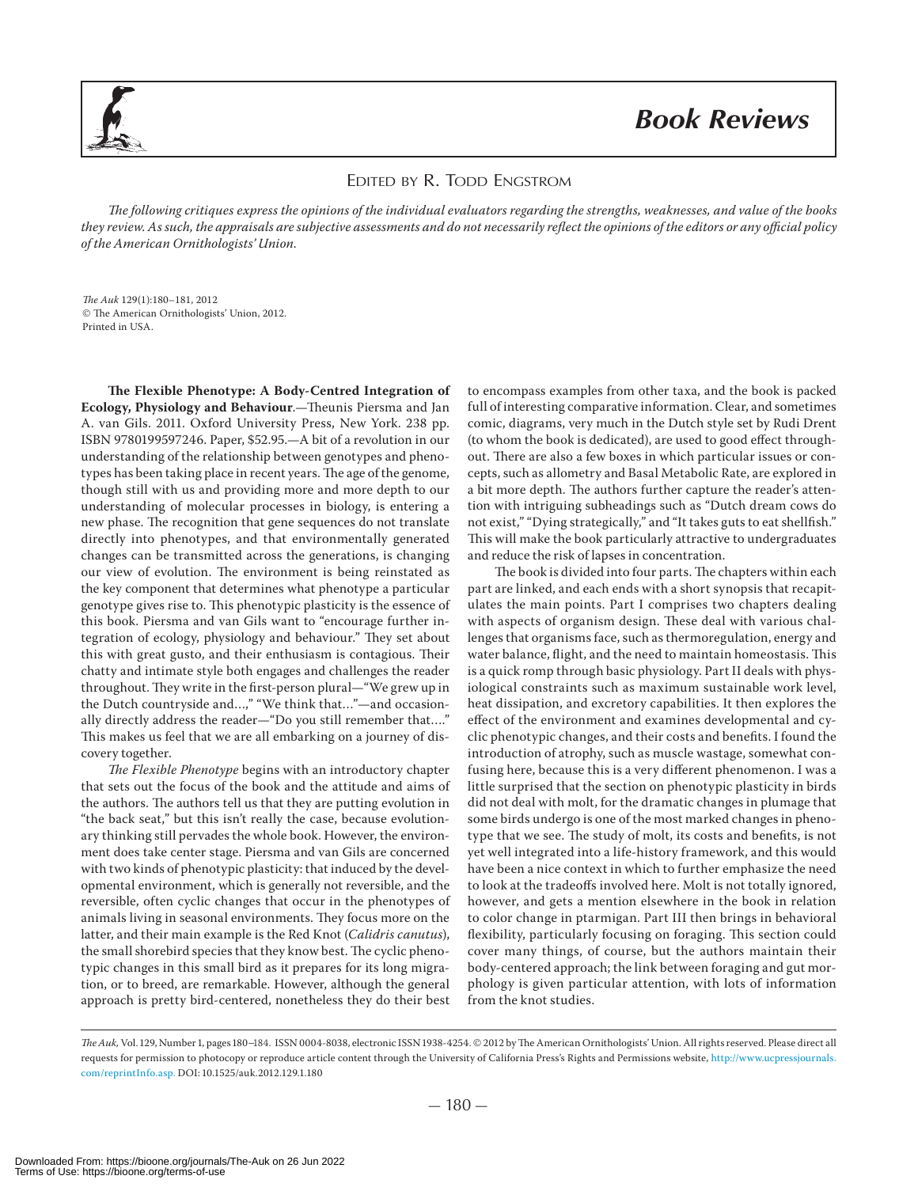# Book Reviews

## Edited by R. Todd Engstrom

*The following critiques express the opinions of the individual evaluators regarding the strengths, weaknesses, and value of the books they review. As such, the appraisals are subjective assessments and do not necessarily reflect the opinions of the editors or any official policy of the American Ornithologists' Union.*

*The Auk* 129(1):180–181, 2012
© The American Ornithologists' Union, 2012.
Printed in USA.

**The Flexible Phenotype: A Body-Centred Integration of Ecology, Physiology and Behaviour**.—Theunis Piersma and Jan A. van Gils. 2011. Oxford University Press, New York. 238 pp. ISBN 9780199597246. Paper, $52.95.—A bit of a revolution in our understanding of the relationship between genotypes and phenotypes has been taking place in recent years. The age of the genome, though still with us and providing more and more depth to our understanding of molecular processes in biology, is entering a new phase. The recognition that gene sequences do not translate directly into phenotypes, and that environmentally generated changes can be transmitted across the generations, is changing our view of evolution. The environment is being reinstated as the key component that determines what phenotype a particular genotype gives rise to. This phenotypic plasticity is the essence of this book. Piersma and van Gils want to "encourage further integration of ecology, physiology and behaviour." They set about this with great gusto, and their enthusiasm is contagious. Their chatty and intimate style both engages and challenges the reader throughout. They write in the first-person plural—"We grew up in the Dutch countryside and...," "We think that..."—and occasionally directly address the reader—"Do you still remember that...." This makes us feel that we are all embarking on a journey of discovery together.

*The Flexible Phenotype* begins with an introductory chapter that sets out the focus of the book and the attitude and aims of the authors. The authors tell us that they are putting evolution in "the back seat," but this isn't really the case, because evolutionary thinking still pervades the whole book. However, the environment does take center stage. Piersma and van Gils are concerned with two kinds of phenotypic plasticity: that induced by the developmental environment, which is generally not reversible, and the reversible, often cyclic changes that occur in the phenotypes of animals living in seasonal environments. They focus more on the latter, and their main example is the Red Knot (*Calidris canutus*), the small shorebird species that they know best. The cyclic phenotypic changes in this small bird as it prepares for its long migration, or to breed, are remarkable. However, although the general approach is pretty bird-centered, nonetheless they do their best to encompass examples from other taxa, and the book is packed full of interesting comparative information. Clear, and sometimes comic, diagrams, very much in the Dutch style set by Rudi Drent (to whom the book is dedicated), are used to good effect throughout. There are also a few boxes in which particular issues or concepts, such as allometry and Basal Metabolic Rate, are explored in a bit more depth. The authors further capture the reader's attention with intriguing subheadings such as "Dutch dream cows do not exist," "Dying strategically," and "It takes guts to eat shellfish." This will make the book particularly attractive to undergraduates and reduce the risk of lapses in concentration.

The book is divided into four parts. The chapters within each part are linked, and each ends with a short synopsis that recapitulates the main points. Part I comprises two chapters dealing with aspects of organism design. These deal with various challenges that organisms face, such as thermoregulation, energy and water balance, flight, and the need to maintain homeostasis. This is a quick romp through basic physiology. Part II deals with physiological constraints such as maximum sustainable work level, heat dissipation, and excretory capabilities. It then explores the effect of the environment and examines developmental and cyclic phenotypic changes, and their costs and benefits. I found the introduction of atrophy, such as muscle wastage, somewhat confusing here, because this is a very different phenomenon. I was a little surprised that the section on phenotypic plasticity in birds did not deal with molt, for the dramatic changes in plumage that some birds undergo is one of the most marked changes in phenotype that we see. The study of molt, its costs and benefits, is not yet well integrated into a life-history framework, and this would have been a nice context in which to further emphasize the need to look at the tradeoffs involved here. Molt is not totally ignored, however, and gets a mention elsewhere in the book in relation to color change in ptarmigan. Part III then brings in behavioral flexibility, particularly focusing on foraging. This section could cover many things, of course, but the authors maintain their body-centered approach; the link between foraging and gut morphology is given particular attention, with lots of information from the knot studies.

*The Auk*, Vol. 129, Number 1, pages 180–184. ISSN 0004-8038, electronic ISSN 1938-4254. © 2012 by The American Ornithologists' Union. All rights reserved. Please direct all requests for permission to photocopy or reproduce article content through the University of California Press's Rights and Permissions website, http://www.ucpressjournals.com/reprintInfo.asp. DOI: 10.1525/auk.2012.129.1.180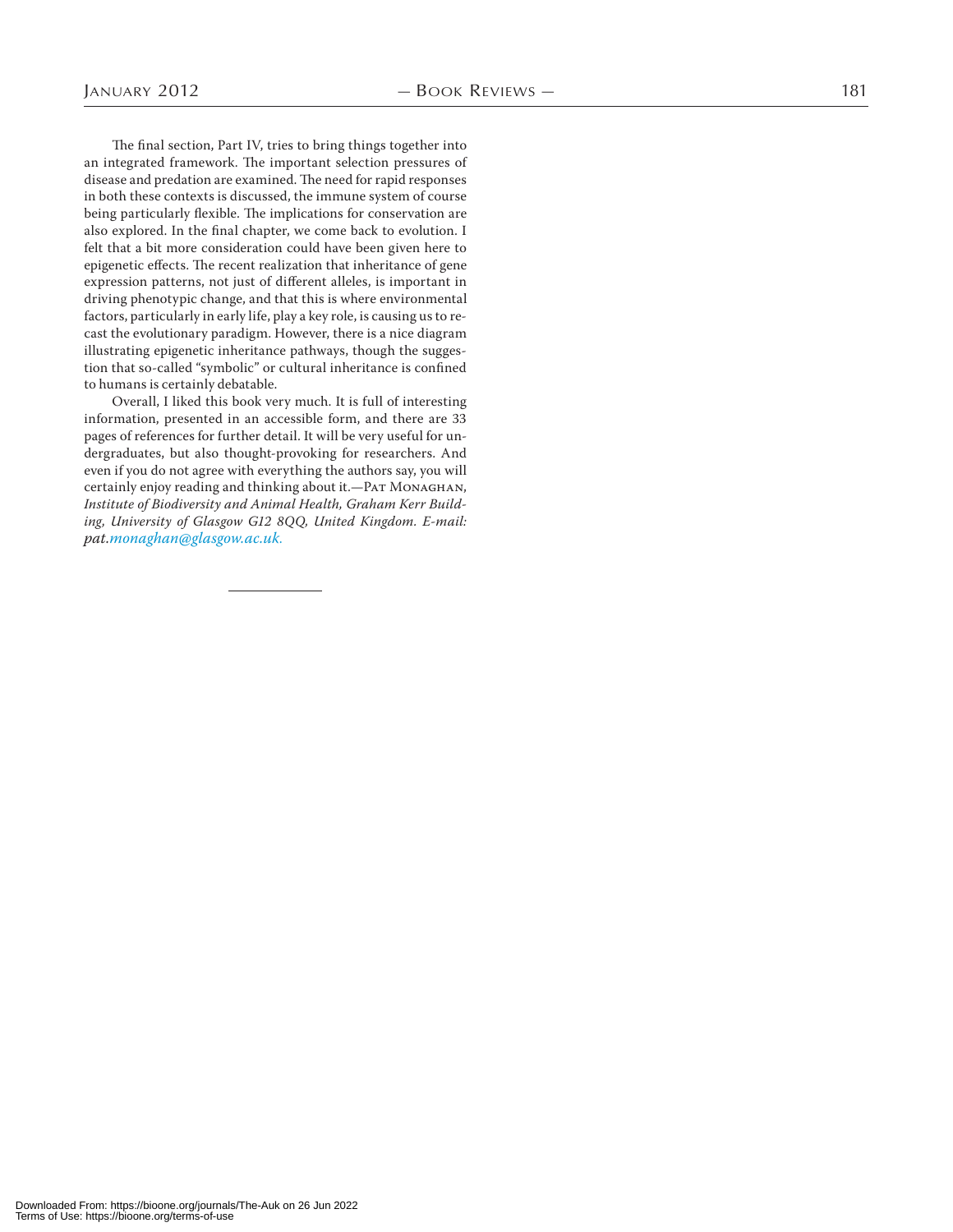The final section, Part IV, tries to bring things together into an integrated framework. The important selection pressures of disease and predation are examined. The need for rapid responses in both these contexts is discussed, the immune system of course being particularly flexible. The implications for conservation are also explored. In the final chapter, we come back to evolution. I felt that a bit more consideration could have been given here to epigenetic effects. The recent realization that inheritance of gene expression patterns, not just of different alleles, is important in driving phenotypic change, and that this is where environmental factors, particularly in early life, play a key role, is causing us to recast the evolutionary paradigm. However, there is a nice diagram illustrating epigenetic inheritance pathways, though the suggestion that so-called "symbolic" or cultural inheritance is confined to humans is certainly debatable.

Overall, I liked this book very much. It is full of interesting information, presented in an accessible form, and there are 33 pages of references for further detail. It will be very useful for undergraduates, but also thought-provoking for researchers. And even if you do not agree with everything the authors say, you will certainly enjoy reading and thinking about it.—Pat Monaghan, *Institute of Biodiversity and Animal Health, Graham Kerr Building, University of Glasgow G12 8QQ, United Kingdom. E-mail: pat.monaghan@glasgow.ac.uk.*

Downloaded From: https://bioone.org/journals/The-Auk on 26 Jun 2022
Terms of Use: https://bioone.org/terms-of-use